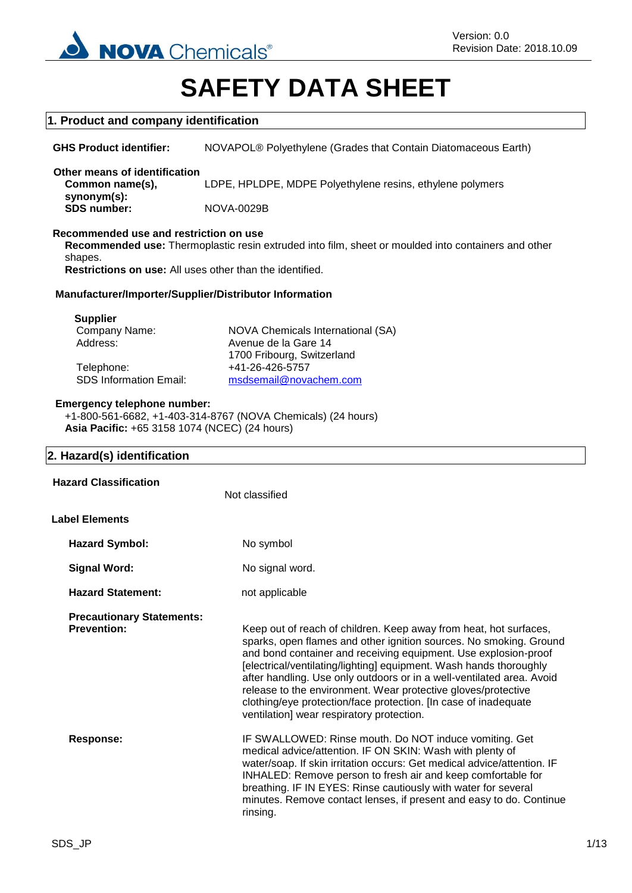Version: 0.0
Revision Date: 2018.10.09

# SAFETY DATA SHEET

## 1. Product and company identification

**GHS Product identifier:** NOVAPOL® Polyethylene (Grades that Contain Diatomaceous Earth)

**Other means of identification**

**Common name(s), synonym(s):** LDPE, HPLDPE, MDPE Polyethylene resins, ethylene polymers

**SDS number:** NOVA-0029B

**Recommended use and restriction on use**

**Recommended use:** Thermoplastic resin extruded into film, sheet or moulded into containers and other shapes.

**Restrictions on use:** All uses other than the identified.

**Manufacturer/Importer/Supplier/Distributor Information**

**Supplier**

| | |
|---|---|
| Company Name: | NOVA Chemicals International (SA) |
| Address: | Avenue de la Gare 14<br>1700 Fribourg, Switzerland |
| Telephone: | +41-26-426-5757 |
| SDS Information Email: | msdsemail@novachem.com |

**Emergency telephone number:**
+1-800-561-6682, +1-403-314-8767 (NOVA Chemicals) (24 hours)
**Asia Pacific:** +65 3158 1074 (NCEC) (24 hours)

## 2. Hazard(s) identification

**Hazard Classification** Not classified

**Label Elements**

**Hazard Symbol:** No symbol

**Signal Word:** No signal word.

**Hazard Statement:** not applicable

**Precautionary Statements:**

**Prevention:** Keep out of reach of children. Keep away from heat, hot surfaces, sparks, open flames and other ignition sources. No smoking. Ground and bond container and receiving equipment. Use explosion-proof [electrical/ventilating/lighting] equipment. Wash hands thoroughly after handling. Use only outdoors or in a well-ventilated area. Avoid release to the environment. Wear protective gloves/protective clothing/eye protection/face protection. [In case of inadequate ventilation] wear respiratory protection.

**Response:** IF SWALLOWED: Rinse mouth. Do NOT induce vomiting. Get medical advice/attention. IF ON SKIN: Wash with plenty of water/soap. If skin irritation occurs: Get medical advice/attention. IF INHALED: Remove person to fresh air and keep comfortable for breathing. IF IN EYES: Rinse cautiously with water for several minutes. Remove contact lenses, if present and easy to do. Continue rinsing.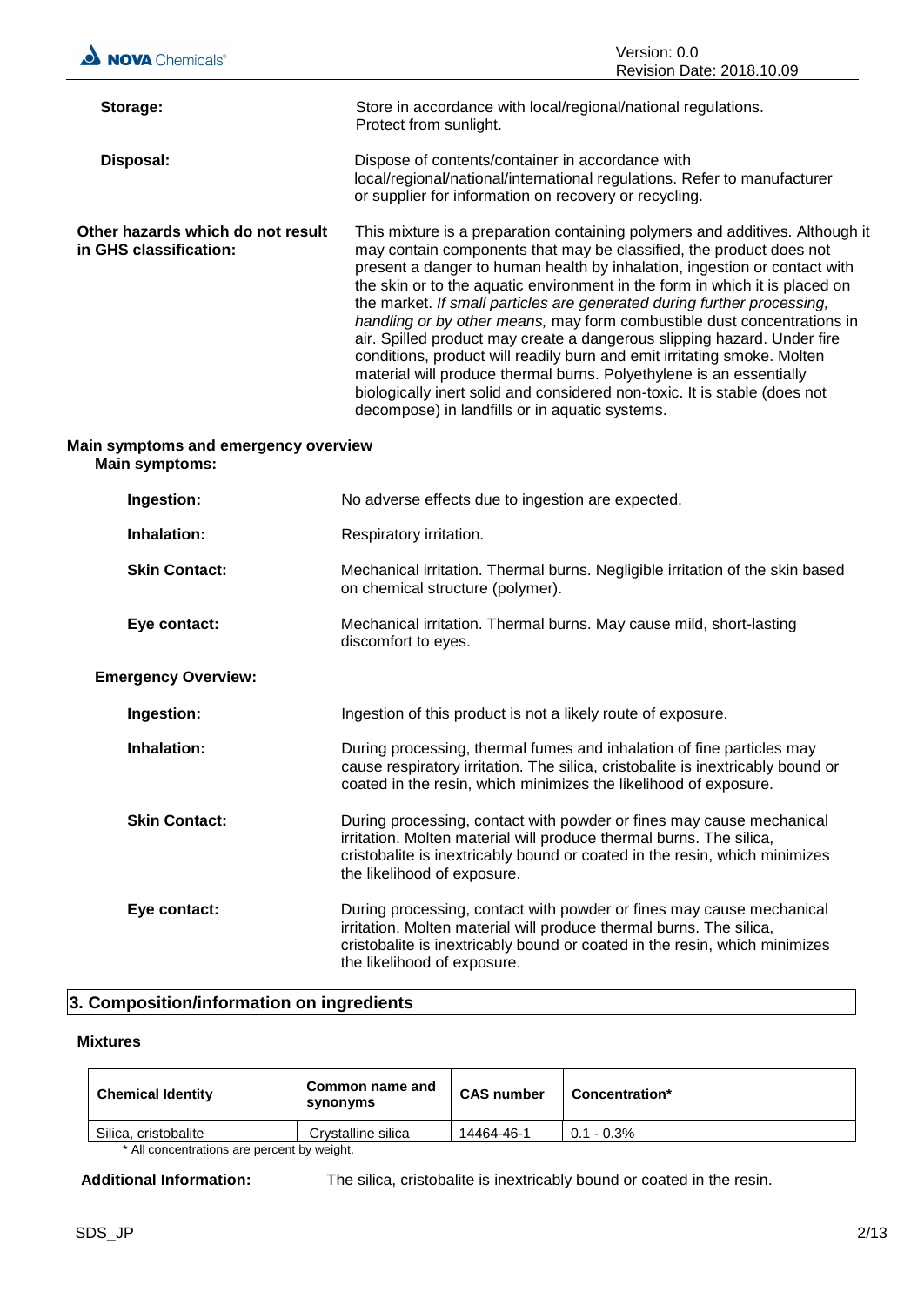**Storage:** Store in accordance with local/regional/national regulations. Protect from sunlight.

**Disposal:** Dispose of contents/container in accordance with local/regional/national/international regulations. Refer to manufacturer or supplier for information on recovery or recycling.

**Other hazards which do not result in GHS classification:** This mixture is a preparation containing polymers and additives. Although it may contain components that may be classified, the product does not present a danger to human health by inhalation, ingestion or contact with the skin or to the aquatic environment in the form in which it is placed on the market. *If small particles are generated during further processing, handling or by other means,* may form combustible dust concentrations in air. Spilled product may create a dangerous slipping hazard. Under fire conditions, product will readily burn and emit irritating smoke. Molten material will produce thermal burns. Polyethylene is an essentially biologically inert solid and considered non-toxic. It is stable (does not decompose) in landfills or in aquatic systems.

**Main symptoms and emergency overview**

**Main symptoms:**

**Ingestion:** No adverse effects due to ingestion are expected.

**Inhalation:** Respiratory irritation.

**Skin Contact:** Mechanical irritation. Thermal burns. Negligible irritation of the skin based on chemical structure (polymer).

**Eye contact:** Mechanical irritation. Thermal burns. May cause mild, short-lasting discomfort to eyes.

**Emergency Overview:**

**Ingestion:** Ingestion of this product is not a likely route of exposure.

**Inhalation:** During processing, thermal fumes and inhalation of fine particles may cause respiratory irritation. The silica, cristobalite is inextricably bound or coated in the resin, which minimizes the likelihood of exposure.

**Skin Contact:** During processing, contact with powder or fines may cause mechanical irritation. Molten material will produce thermal burns. The silica, cristobalite is inextricably bound or coated in the resin, which minimizes the likelihood of exposure.

**Eye contact:** During processing, contact with powder or fines may cause mechanical irritation. Molten material will produce thermal burns. The silica, cristobalite is inextricably bound or coated in the resin, which minimizes the likelihood of exposure.

## 3. Composition/information on ingredients

**Mixtures**

| Chemical Identity | Common name and synonyms | CAS number | Concentration* |
|---|---|---|---|
| Silica, cristobalite | Crystalline silica | 14464-46-1 | 0.1 - 0.3% |

\* All concentrations are percent by weight.

**Additional Information:** The silica, cristobalite is inextricably bound or coated in the resin.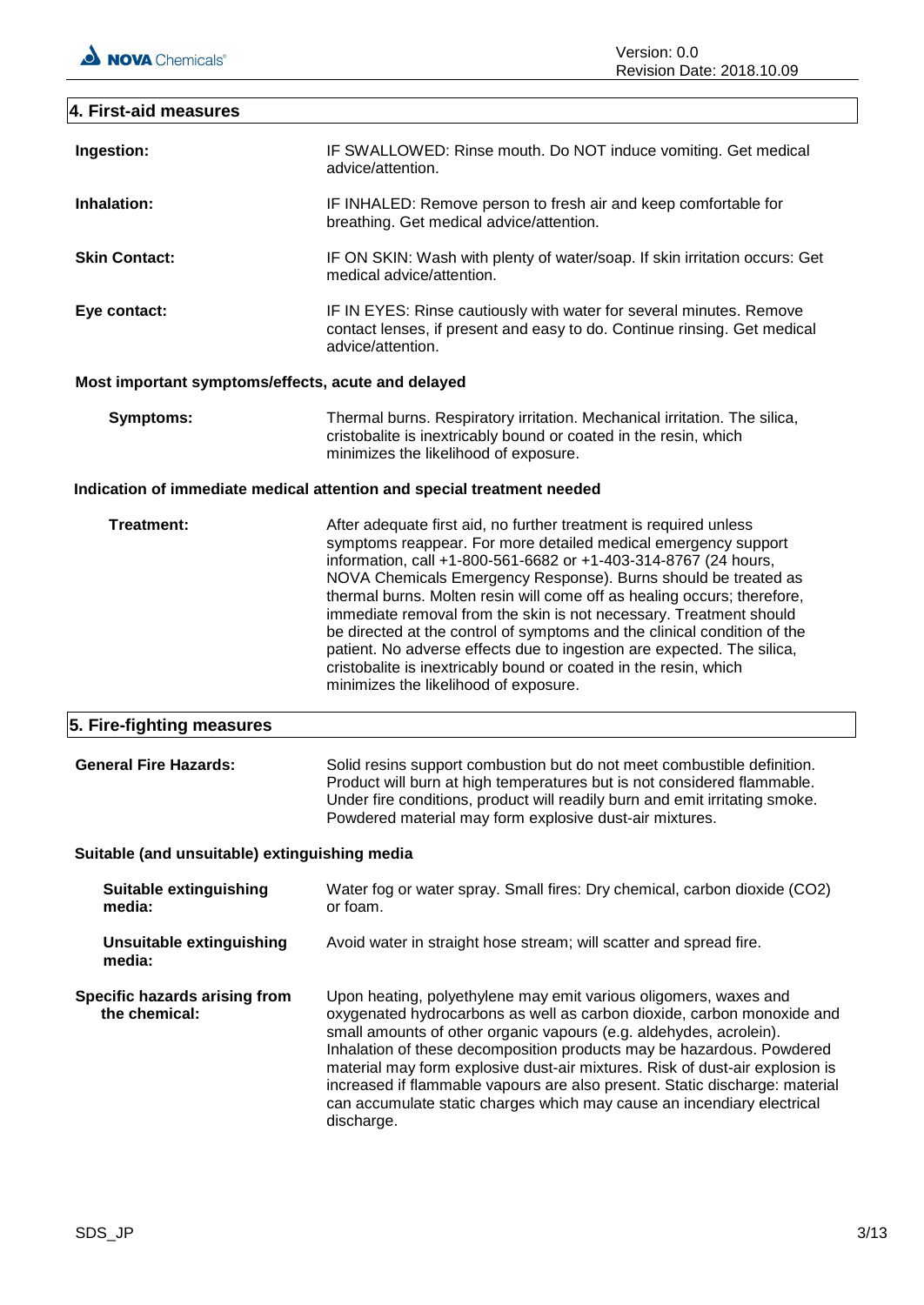## 4. First-aid measures

**Ingestion:** IF SWALLOWED: Rinse mouth. Do NOT induce vomiting. Get medical advice/attention.

**Inhalation:** IF INHALED: Remove person to fresh air and keep comfortable for breathing. Get medical advice/attention.

**Skin Contact:** IF ON SKIN: Wash with plenty of water/soap. If skin irritation occurs: Get medical advice/attention.

**Eye contact:** IF IN EYES: Rinse cautiously with water for several minutes. Remove contact lenses, if present and easy to do. Continue rinsing. Get medical advice/attention.

### Most important symptoms/effects, acute and delayed

**Symptoms:** Thermal burns. Respiratory irritation. Mechanical irritation. The silica, cristobalite is inextricably bound or coated in the resin, which minimizes the likelihood of exposure.

### Indication of immediate medical attention and special treatment needed

**Treatment:** After adequate first aid, no further treatment is required unless symptoms reappear. For more detailed medical emergency support information, call +1-800-561-6682 or +1-403-314-8767 (24 hours, NOVA Chemicals Emergency Response). Burns should be treated as thermal burns. Molten resin will come off as healing occurs; therefore, immediate removal from the skin is not necessary. Treatment should be directed at the control of symptoms and the clinical condition of the patient. No adverse effects due to ingestion are expected. The silica, cristobalite is inextricably bound or coated in the resin, which minimizes the likelihood of exposure.

## 5. Fire-fighting measures

**General Fire Hazards:** Solid resins support combustion but do not meet combustible definition. Product will burn at high temperatures but is not considered flammable. Under fire conditions, product will readily burn and emit irritating smoke. Powdered material may form explosive dust-air mixtures.

### Suitable (and unsuitable) extinguishing media

**Suitable extinguishing media:** Water fog or water spray. Small fires: Dry chemical, carbon dioxide ($CO_2$) or foam.

**Unsuitable extinguishing media:** Avoid water in straight hose stream; will scatter and spread fire.

**Specific hazards arising from the chemical:** Upon heating, polyethylene may emit various oligomers, waxes and oxygenated hydrocarbons as well as carbon dioxide, carbon monoxide and small amounts of other organic vapours (e.g. aldehydes, acrolein). Inhalation of these decomposition products may be hazardous. Powdered material may form explosive dust-air mixtures. Risk of dust-air explosion is increased if flammable vapours are also present. Static discharge: material can accumulate static charges which may cause an incendiary electrical discharge.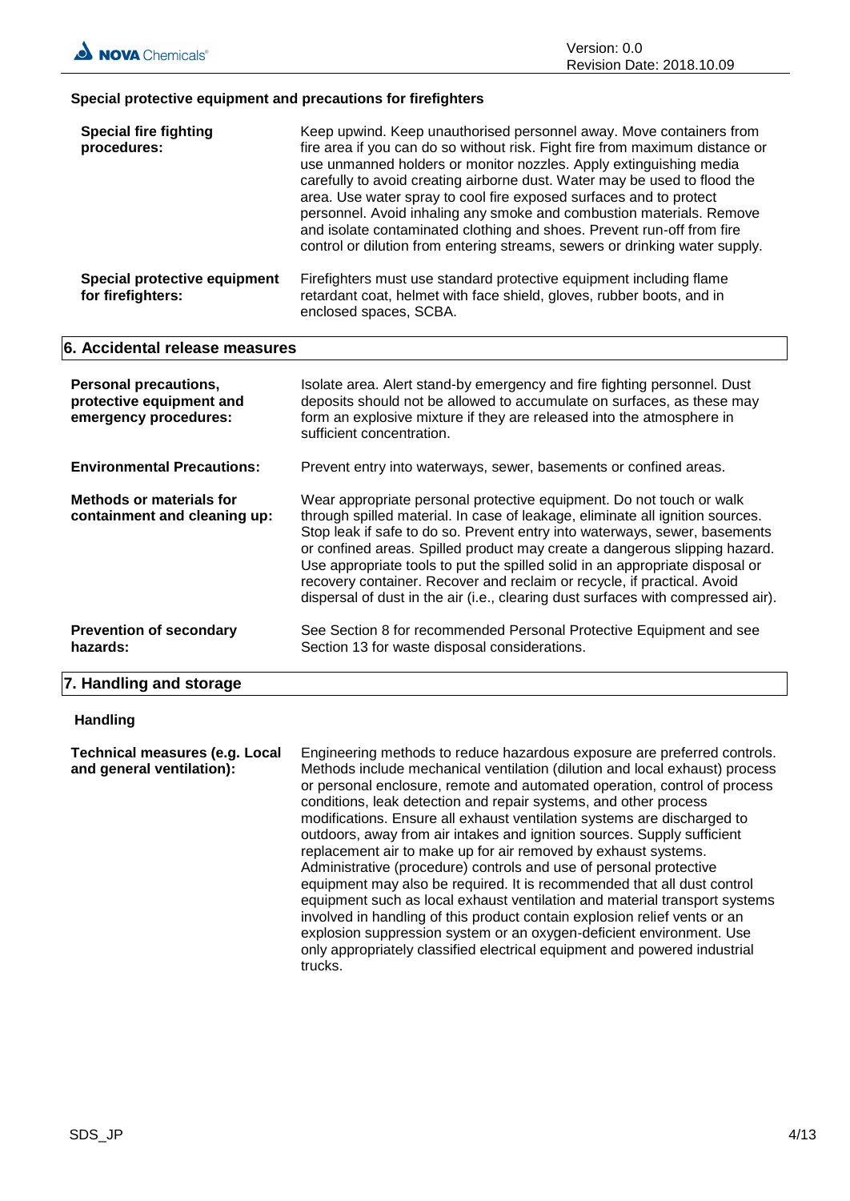### Special protective equipment and precautions for firefighters

**Special fire fighting procedures:** Keep upwind. Keep unauthorised personnel away. Move containers from fire area if you can do so without risk. Fight fire from maximum distance or use unmanned holders or monitor nozzles. Apply extinguishing media carefully to avoid creating airborne dust. Water may be used to flood the area. Use water spray to cool fire exposed surfaces and to protect personnel. Avoid inhaling any smoke and combustion materials. Remove and isolate contaminated clothing and shoes. Prevent run-off from fire control or dilution from entering streams, sewers or drinking water supply.

**Special protective equipment for firefighters:** Firefighters must use standard protective equipment including flame retardant coat, helmet with face shield, gloves, rubber boots, and in enclosed spaces, SCBA.

## 6. Accidental release measures

**Personal precautions, protective equipment and emergency procedures:** Isolate area. Alert stand-by emergency and fire fighting personnel. Dust deposits should not be allowed to accumulate on surfaces, as these may form an explosive mixture if they are released into the atmosphere in sufficient concentration.

**Environmental Precautions:** Prevent entry into waterways, sewer, basements or confined areas.

**Methods or materials for containment and cleaning up:** Wear appropriate personal protective equipment. Do not touch or walk through spilled material. In case of leakage, eliminate all ignition sources. Stop leak if safe to do so. Prevent entry into waterways, sewer, basements or confined areas. Spilled product may create a dangerous slipping hazard. Use appropriate tools to put the spilled solid in an appropriate disposal or recovery container. Recover and reclaim or recycle, if practical. Avoid dispersal of dust in the air (i.e., clearing dust surfaces with compressed air).

**Prevention of secondary hazards:** See Section 8 for recommended Personal Protective Equipment and see Section 13 for waste disposal considerations.

## 7. Handling and storage

### Handling

**Technical measures (e.g. Local and general ventilation):** Engineering methods to reduce hazardous exposure are preferred controls. Methods include mechanical ventilation (dilution and local exhaust) process or personal enclosure, remote and automated operation, control of process conditions, leak detection and repair systems, and other process modifications. Ensure all exhaust ventilation systems are discharged to outdoors, away from air intakes and ignition sources. Supply sufficient replacement air to make up for air removed by exhaust systems. Administrative (procedure) controls and use of personal protective equipment may also be required. It is recommended that all dust control equipment such as local exhaust ventilation and material transport systems involved in handling of this product contain explosion relief vents or an explosion suppression system or an oxygen-deficient environment. Use only appropriately classified electrical equipment and powered industrial trucks.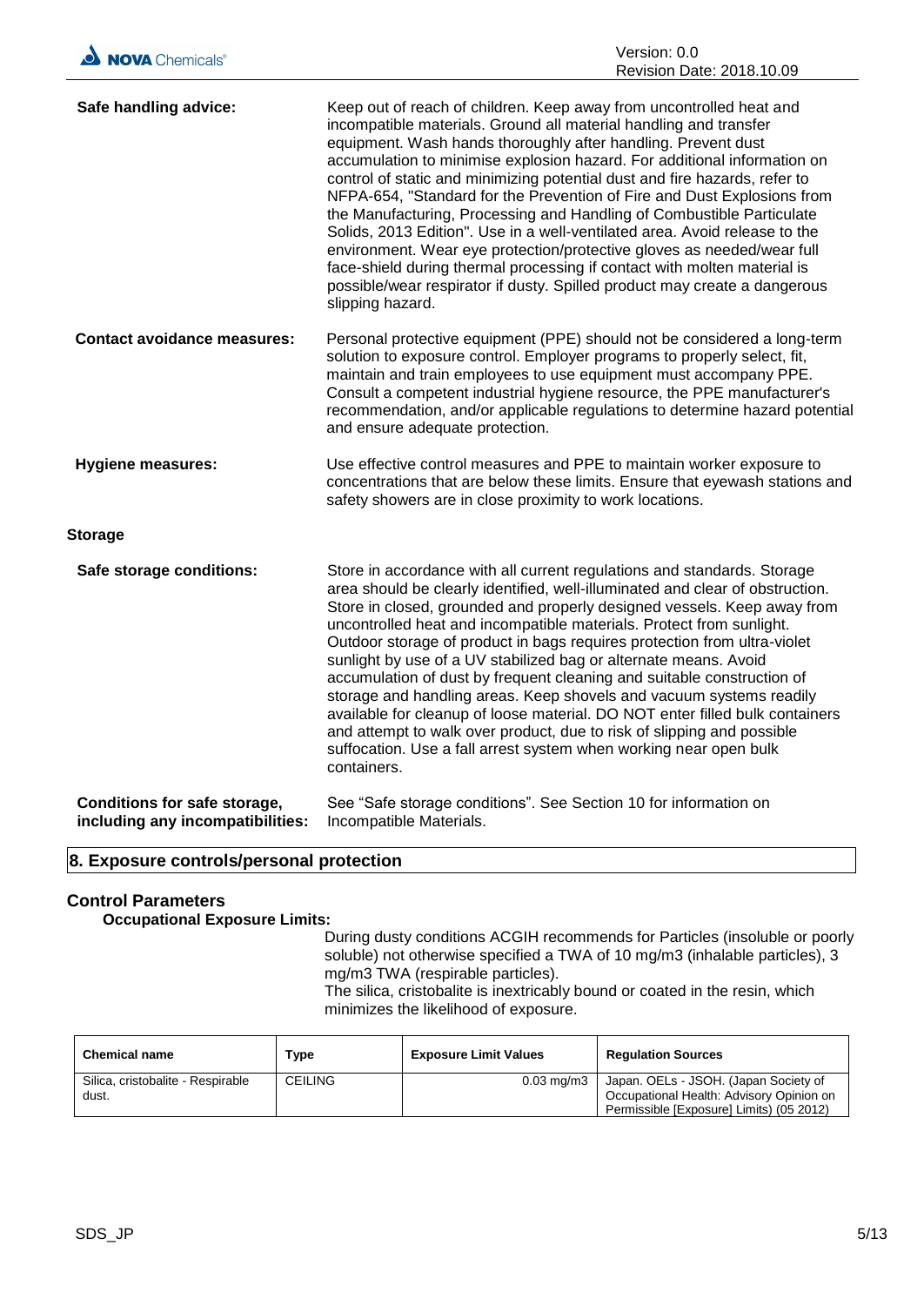**Safe handling advice:** Keep out of reach of children. Keep away from uncontrolled heat and incompatible materials. Ground all material handling and transfer equipment. Wash hands thoroughly after handling. Prevent dust accumulation to minimise explosion hazard. For additional information on control of static and minimizing potential dust and fire hazards, refer to NFPA-654, "Standard for the Prevention of Fire and Dust Explosions from the Manufacturing, Processing and Handling of Combustible Particulate Solids, 2013 Edition". Use in a well-ventilated area. Avoid release to the environment. Wear eye protection/protective gloves as needed/wear full face-shield during thermal processing if contact with molten material is possible/wear respirator if dusty. Spilled product may create a dangerous slipping hazard.

**Contact avoidance measures:** Personal protective equipment (PPE) should not be considered a long-term solution to exposure control. Employer programs to properly select, fit, maintain and train employees to use equipment must accompany PPE. Consult a competent industrial hygiene resource, the PPE manufacturer's recommendation, and/or applicable regulations to determine hazard potential and ensure adequate protection.

**Hygiene measures:** Use effective control measures and PPE to maintain worker exposure to concentrations that are below these limits. Ensure that eyewash stations and safety showers are in close proximity to work locations.

**Storage**

**Safe storage conditions:** Store in accordance with all current regulations and standards. Storage area should be clearly identified, well-illuminated and clear of obstruction. Store in closed, grounded and properly designed vessels. Keep away from uncontrolled heat and incompatible materials. Protect from sunlight. Outdoor storage of product in bags requires protection from ultra-violet sunlight by use of a UV stabilized bag or alternate means. Avoid accumulation of dust by frequent cleaning and suitable construction of storage and handling areas. Keep shovels and vacuum systems readily available for cleanup of loose material. DO NOT enter filled bulk containers and attempt to walk over product, due to risk of slipping and possible suffocation. Use a fall arrest system when working near open bulk containers.

**Conditions for safe storage, including any incompatibilities:** See “Safe storage conditions”. See Section 10 for information on Incompatible Materials.

## 8. Exposure controls/personal protection

### Control Parameters

**Occupational Exposure Limits:**

During dusty conditions ACGIH recommends for Particles (insoluble or poorly soluble) not otherwise specified a TWA of 10 mg/m3 (inhalable particles), 3 mg/m3 TWA (respirable particles).
The silica, cristobalite is inextricably bound or coated in the resin, which minimizes the likelihood of exposure.

| Chemical name | Type | Exposure Limit Values | Regulation Sources |
|---|---|---|---|
| Silica, cristobalite - Respirable dust. | CEILING | 0.03 mg/m3 | Japan. OELs - JSOH. (Japan Society of Occupational Health: Advisory Opinion on Permissible [Exposure] Limits) (05 2012) |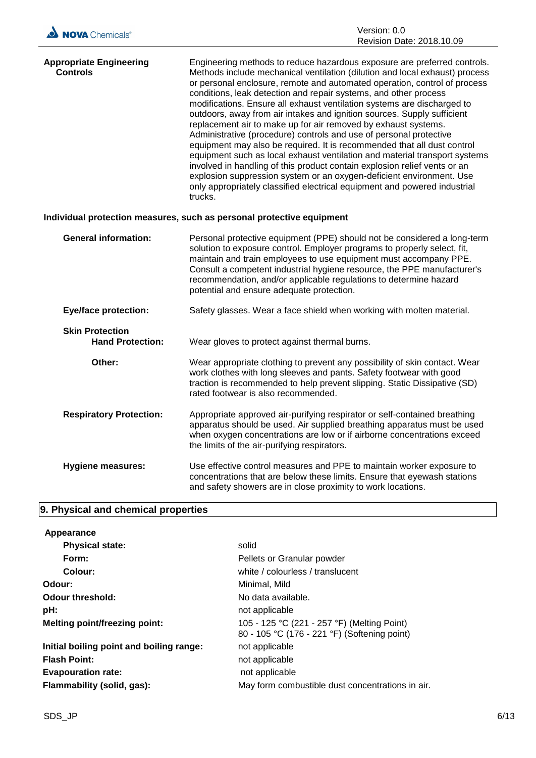**Appropriate Engineering Controls**

Engineering methods to reduce hazardous exposure are preferred controls. Methods include mechanical ventilation (dilution and local exhaust) process or personal enclosure, remote and automated operation, control of process conditions, leak detection and repair systems, and other process modifications. Ensure all exhaust ventilation systems are discharged to outdoors, away from air intakes and ignition sources. Supply sufficient replacement air to make up for air removed by exhaust systems. Administrative (procedure) controls and use of personal protective equipment may also be required. It is recommended that all dust control equipment such as local exhaust ventilation and material transport systems involved in handling of this product contain explosion relief vents or an explosion suppression system or an oxygen-deficient environment. Use only appropriately classified electrical equipment and powered industrial trucks.

**Individual protection measures, such as personal protective equipment**

**General information:** Personal protective equipment (PPE) should not be considered a long-term solution to exposure control. Employer programs to properly select, fit, maintain and train employees to use equipment must accompany PPE. Consult a competent industrial hygiene resource, the PPE manufacturer's recommendation, and/or applicable regulations to determine hazard potential and ensure adequate protection.

**Eye/face protection:** Safety glasses. Wear a face shield when working with molten material.

**Skin Protection**

**Hand Protection:** Wear gloves to protect against thermal burns.

**Other:** Wear appropriate clothing to prevent any possibility of skin contact. Wear work clothes with long sleeves and pants. Safety footwear with good traction is recommended to help prevent slipping. Static Dissipative (SD) rated footwear is also recommended.

**Respiratory Protection:** Appropriate approved air-purifying respirator or self-contained breathing apparatus should be used. Air supplied breathing apparatus must be used when oxygen concentrations are low or if airborne concentrations exceed the limits of the air-purifying respirators.

**Hygiene measures:** Use effective control measures and PPE to maintain worker exposure to concentrations that are below these limits. Ensure that eyewash stations and safety showers are in close proximity to work locations.

## 9. Physical and chemical properties

**Appearance**

| | |
|---|---|
| **Physical state:** | solid |
| **Form:** | Pellets or Granular powder |
| **Colour:** | white / colourless / translucent |
| **Odour:** | Minimal, Mild |
| **Odour threshold:** | No data available. |
| **pH:** | not applicable |
| **Melting point/freezing point:** | 105 - 125 °C (221 - 257 °F) (Melting Point)<br>80 - 105 °C (176 - 221 °F) (Softening point) |
| **Initial boiling point and boiling range:** | not applicable |
| **Flash Point:** | not applicable |
| **Evapouration rate:** | not applicable |
| **Flammability (solid, gas):** | May form combustible dust concentrations in air. |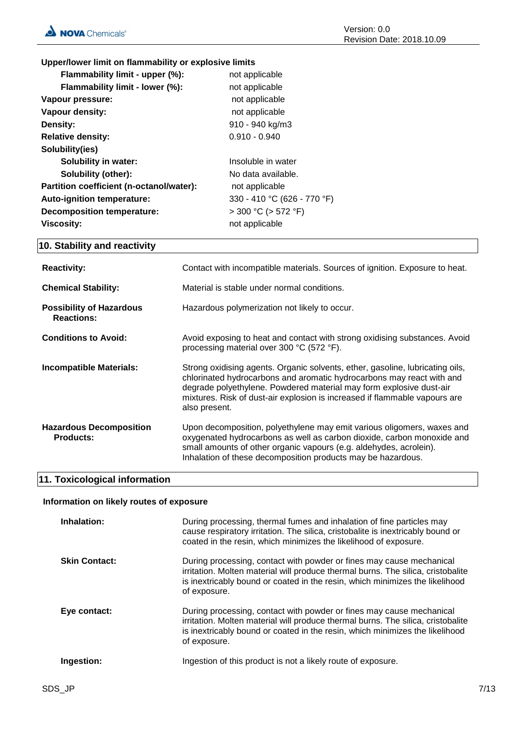**Upper/lower limit on flammability or explosive limits**

| | |
|---|---|
| **Flammability limit - upper (%):** | not applicable |
| **Flammability limit - lower (%):** | not applicable |
| **Vapour pressure:** | not applicable |
| **Vapour density:** | not applicable |
| **Density:** | 910 - 940 kg/m3 |
| **Relative density:** | 0.910 - 0.940 |
| **Solubility(ies)** | |
| **Solubility in water:** | Insoluble in water |
| **Solubility (other):** | No data available. |
| **Partition coefficient (n-octanol/water):** | not applicable |
| **Auto-ignition temperature:** | 330 - 410 °C (626 - 770 °F) |
| **Decomposition temperature:** | > 300 °C (> 572 °F) |
| **Viscosity:** | not applicable |

## 10. Stability and reactivity

**Reactivity:** Contact with incompatible materials. Sources of ignition. Exposure to heat.

**Chemical Stability:** Material is stable under normal conditions.

**Possibility of Hazardous Reactions:** Hazardous polymerization not likely to occur.

**Conditions to Avoid:** Avoid exposing to heat and contact with strong oxidising substances. Avoid processing material over 300 °C (572 °F).

**Incompatible Materials:** Strong oxidising agents. Organic solvents, ether, gasoline, lubricating oils, chlorinated hydrocarbons and aromatic hydrocarbons may react with and degrade polyethylene. Powdered material may form explosive dust-air mixtures. Risk of dust-air explosion is increased if flammable vapours are also present.

**Hazardous Decomposition Products:** Upon decomposition, polyethylene may emit various oligomers, waxes and oxygenated hydrocarbons as well as carbon dioxide, carbon monoxide and small amounts of other organic vapours (e.g. aldehydes, acrolein). Inhalation of these decomposition products may be hazardous.

## 11. Toxicological information

**Information on likely routes of exposure**

**Inhalation:** During processing, thermal fumes and inhalation of fine particles may cause respiratory irritation. The silica, cristobalite is inextricably bound or coated in the resin, which minimizes the likelihood of exposure.

**Skin Contact:** During processing, contact with powder or fines may cause mechanical irritation. Molten material will produce thermal burns. The silica, cristobalite is inextricably bound or coated in the resin, which minimizes the likelihood of exposure.

**Eye contact:** During processing, contact with powder or fines may cause mechanical irritation. Molten material will produce thermal burns. The silica, cristobalite is inextricably bound or coated in the resin, which minimizes the likelihood of exposure.

**Ingestion:** Ingestion of this product is not a likely route of exposure.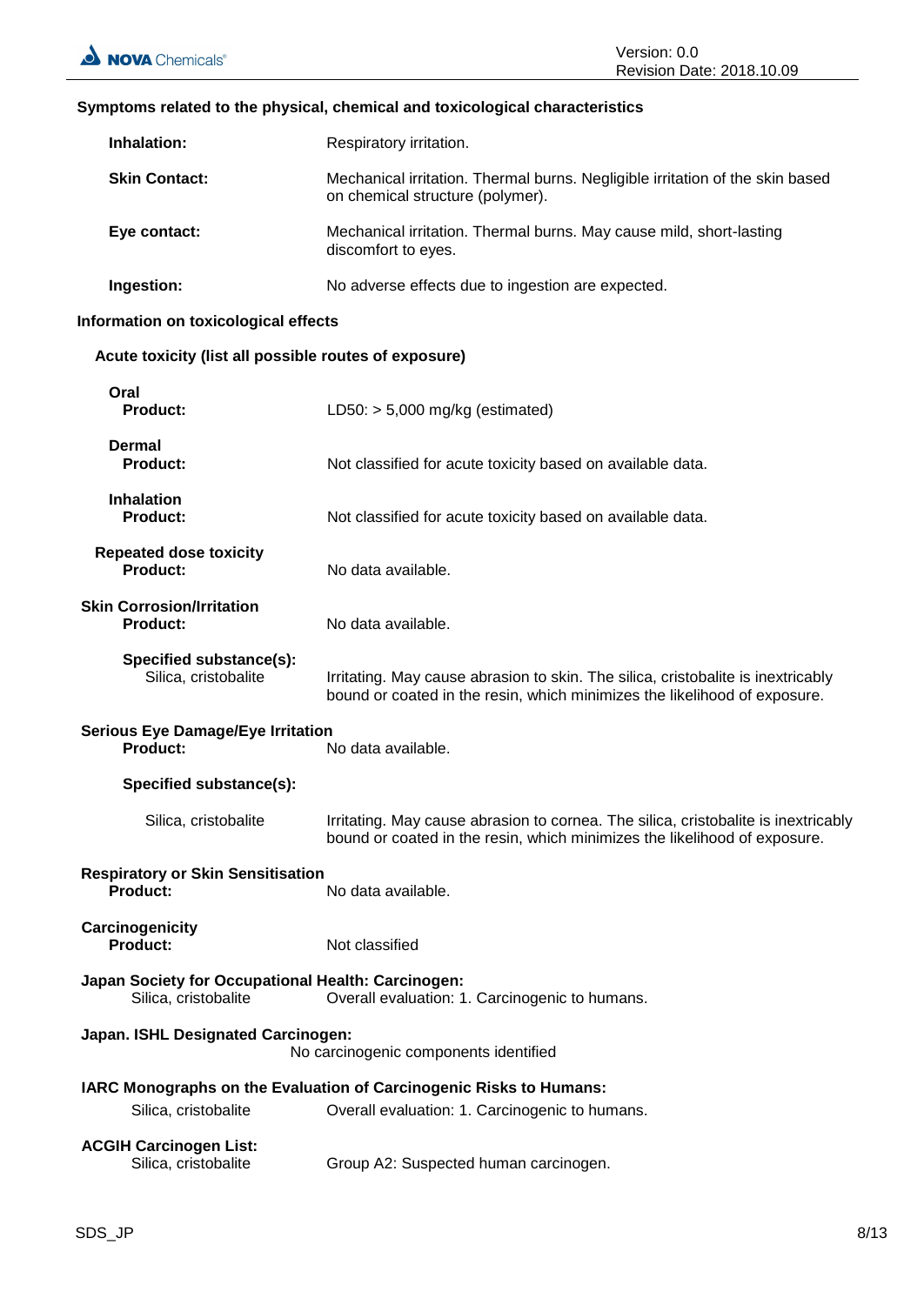**Symptoms related to the physical, chemical and toxicological characteristics**

**Inhalation:** Respiratory irritation.

**Skin Contact:** Mechanical irritation. Thermal burns. Negligible irritation of the skin based on chemical structure (polymer).

**Eye contact:** Mechanical irritation. Thermal burns. May cause mild, short-lasting discomfort to eyes.

**Ingestion:** No adverse effects due to ingestion are expected.

**Information on toxicological effects**

**Acute toxicity (list all possible routes of exposure)**

**Oral**
**Product:** LD50: > 5,000 mg/kg (estimated)

**Dermal**
**Product:** Not classified for acute toxicity based on available data.

**Inhalation**
**Product:** Not classified for acute toxicity based on available data.

**Repeated dose toxicity**
**Product:** No data available.

**Skin Corrosion/Irritation**
**Product:** No data available.

**Specified substance(s):**
Silica, cristobalite: Irritating. May cause abrasion to skin. The silica, cristobalite is inextricably bound or coated in the resin, which minimizes the likelihood of exposure.

**Serious Eye Damage/Eye Irritation**
**Product:** No data available.

**Specified substance(s):**

Silica, cristobalite: Irritating. May cause abrasion to cornea. The silica, cristobalite is inextricably bound or coated in the resin, which minimizes the likelihood of exposure.

**Respiratory or Skin Sensitisation**
**Product:** No data available.

**Carcinogenicity**
**Product:** Not classified

**Japan Society for Occupational Health: Carcinogen:**
Silica, cristobalite: Overall evaluation: 1. Carcinogenic to humans.

**Japan. ISHL Designated Carcinogen:**
No carcinogenic components identified

**IARC Monographs on the Evaluation of Carcinogenic Risks to Humans:**
Silica, cristobalite: Overall evaluation: 1. Carcinogenic to humans.

**ACGIH Carcinogen List:**
Silica, cristobalite: Group A2: Suspected human carcinogen.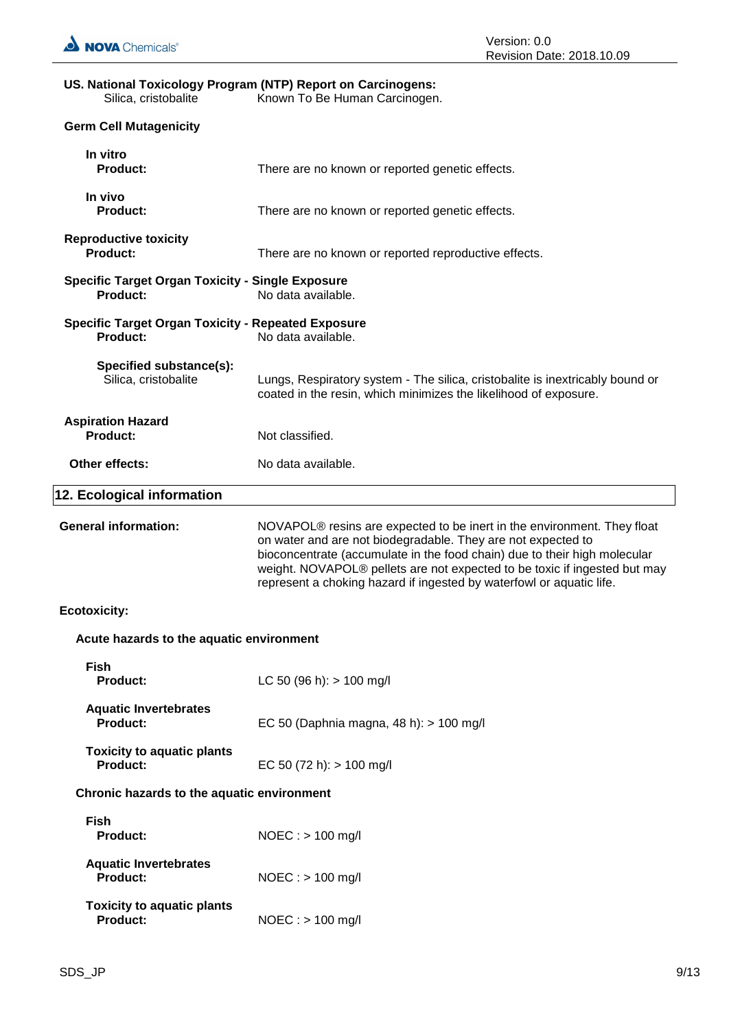**US. National Toxicology Program (NTP) Report on Carcinogens:**

Silica, cristobalite — Known To Be Human Carcinogen.

**Germ Cell Mutagenicity**

**In vitro**
**Product:** There are no known or reported genetic effects.

**In vivo**
**Product:** There are no known or reported genetic effects.

**Reproductive toxicity**
**Product:** There are no known or reported reproductive effects.

**Specific Target Organ Toxicity - Single Exposure**
**Product:** No data available.

**Specific Target Organ Toxicity - Repeated Exposure**
**Product:** No data available.

**Specified substance(s):**
Silica, cristobalite — Lungs, Respiratory system - The silica, cristobalite is inextricably bound or coated in the resin, which minimizes the likelihood of exposure.

**Aspiration Hazard**
**Product:** Not classified.

**Other effects:** No data available.

## 12. Ecological information

**General information:** NOVAPOL® resins are expected to be inert in the environment. They float on water and are not biodegradable. They are not expected to bioconcentrate (accumulate in the food chain) due to their high molecular weight. NOVAPOL® pellets are not expected to be toxic if ingested but may represent a choking hazard if ingested by waterfowl or aquatic life.

**Ecotoxicity:**

**Acute hazards to the aquatic environment**

**Fish**
**Product:** LC 50 (96 h): > 100 mg/l

**Aquatic Invertebrates**
**Product:** EC 50 (Daphnia magna, 48 h): > 100 mg/l

**Toxicity to aquatic plants**
**Product:** EC 50 (72 h): > 100 mg/l

**Chronic hazards to the aquatic environment**

**Fish**
**Product:** NOEC : > 100 mg/l

**Aquatic Invertebrates**
**Product:** NOEC : > 100 mg/l

**Toxicity to aquatic plants**
**Product:** NOEC : > 100 mg/l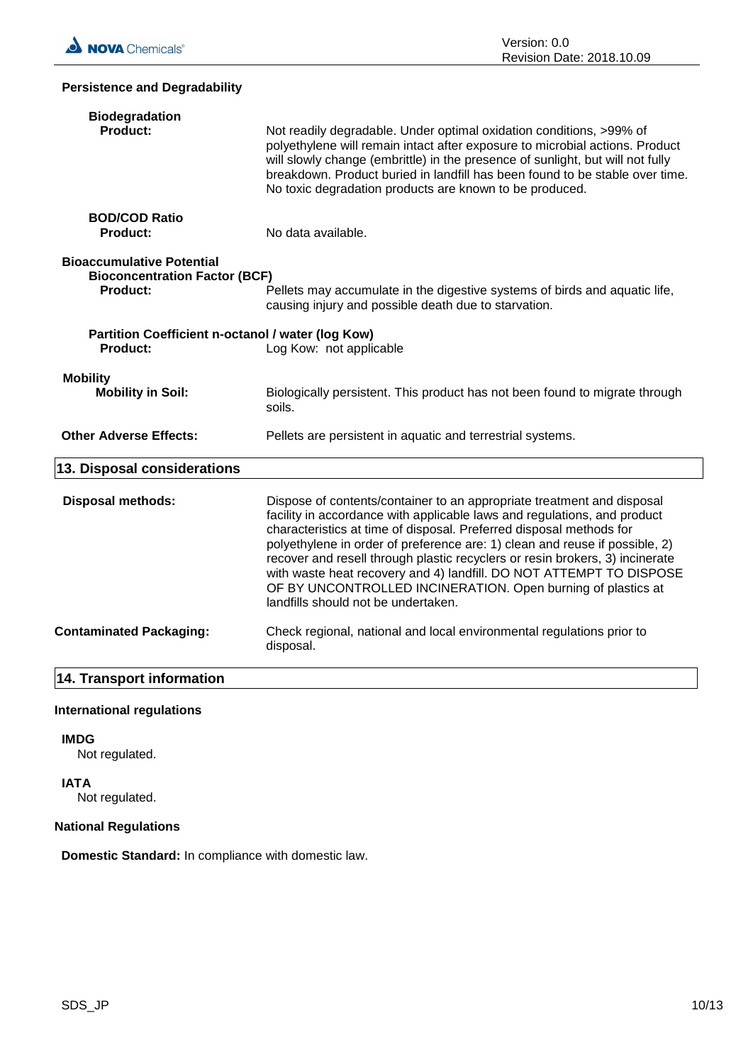**Persistence and Degradability**

**Biodegradation**

**Product:** Not readily degradable. Under optimal oxidation conditions, >99% of polyethylene will remain intact after exposure to microbial actions. Product will slowly change (embrittle) in the presence of sunlight, but will not fully breakdown. Product buried in landfill has been found to be stable over time. No toxic degradation products are known to be produced.

**BOD/COD Ratio**

**Product:** No data available.

**Bioaccumulative Potential**

**Bioconcentration Factor (BCF)**

**Product:** Pellets may accumulate in the digestive systems of birds and aquatic life, causing injury and possible death due to starvation.

**Partition Coefficient n-octanol / water (log Kow)**

**Product:** Log Kow: not applicable

**Mobility**

**Mobility in Soil:** Biologically persistent. This product has not been found to migrate through soils.

**Other Adverse Effects:** Pellets are persistent in aquatic and terrestrial systems.

## 13. Disposal considerations

**Disposal methods:** Dispose of contents/container to an appropriate treatment and disposal facility in accordance with applicable laws and regulations, and product characteristics at time of disposal. Preferred disposal methods for polyethylene in order of preference are: 1) clean and reuse if possible, 2) recover and resell through plastic recyclers or resin brokers, 3) incinerate with waste heat recovery and 4) landfill. DO NOT ATTEMPT TO DISPOSE OF BY UNCONTROLLED INCINERATION. Open burning of plastics at landfills should not be undertaken.

**Contaminated Packaging:** Check regional, national and local environmental regulations prior to disposal.

## 14. Transport information

**International regulations**

**IMDG**

Not regulated.

**IATA**

Not regulated.

**National Regulations**

**Domestic Standard:** In compliance with domestic law.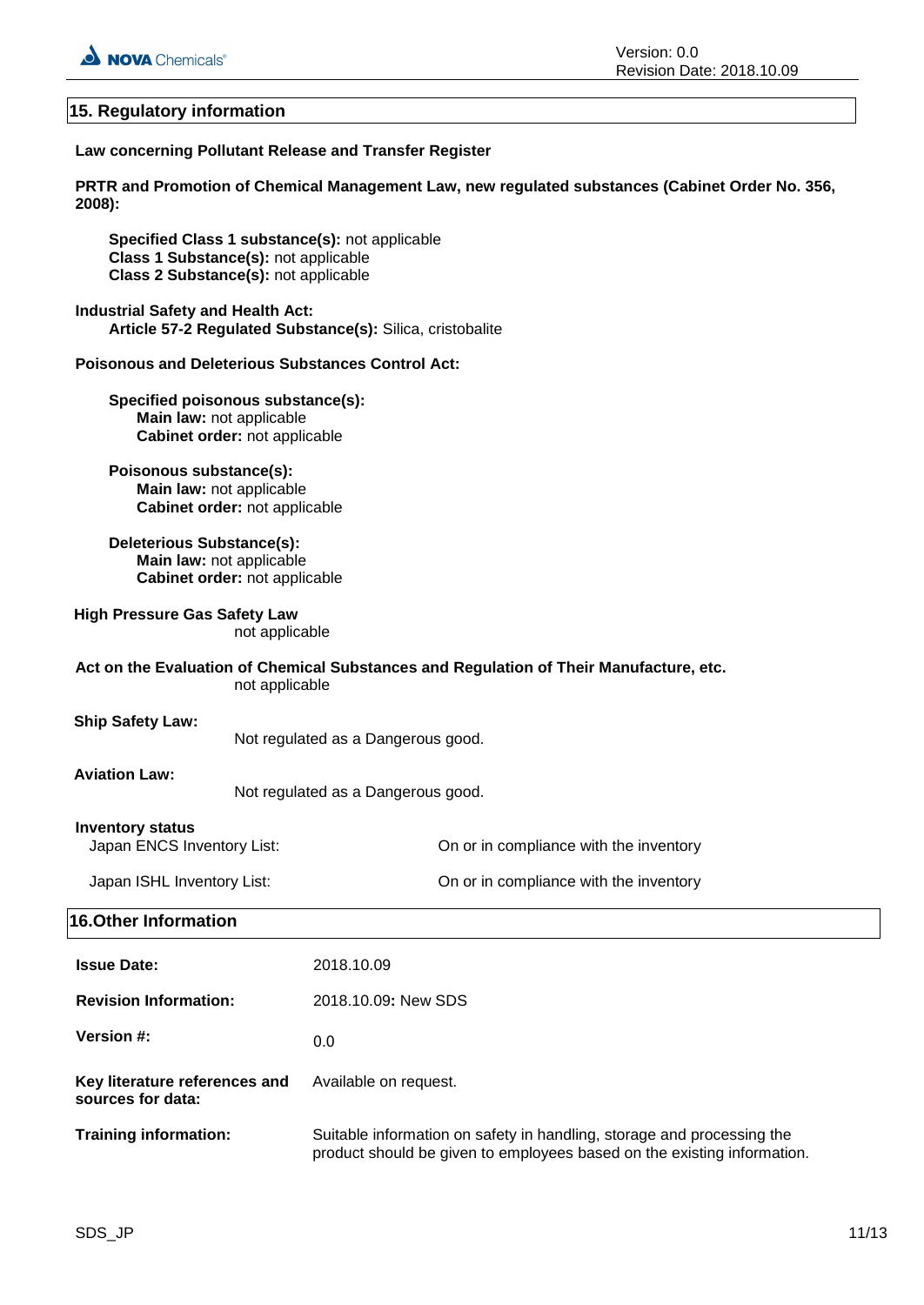## 15. Regulatory information

**Law concerning Pollutant Release and Transfer Register**

**PRTR and Promotion of Chemical Management Law, new regulated substances (Cabinet Order No. 356, 2008):**

**Specified Class 1 substance(s):** not applicable
**Class 1 Substance(s):** not applicable
**Class 2 Substance(s):** not applicable

**Industrial Safety and Health Act:**
**Article 57-2 Regulated Substance(s):** Silica, cristobalite

**Poisonous and Deleterious Substances Control Act:**

**Specified poisonous substance(s):**
**Main law:** not applicable
**Cabinet order:** not applicable

**Poisonous substance(s):**
**Main law:** not applicable
**Cabinet order:** not applicable

**Deleterious Substance(s):**
**Main law:** not applicable
**Cabinet order:** not applicable

**High Pressure Gas Safety Law**
not applicable

**Act on the Evaluation of Chemical Substances and Regulation of Their Manufacture, etc.**
not applicable

**Ship Safety Law:**
Not regulated as a Dangerous good.

**Aviation Law:**
Not regulated as a Dangerous good.

**Inventory status**

| | |
|---|---|
| Japan ENCS Inventory List: | On or in compliance with the inventory |
| Japan ISHL Inventory List: | On or in compliance with the inventory |

## 16.Other Information

| | |
|---|---|
| **Issue Date:** | 2018.10.09 |
| **Revision Information:** | 2018.10.09**:** New SDS |
| **Version #:** | 0.0 |
| **Key literature references and sources for data:** | Available on request. |
| **Training information:** | Suitable information on safety in handling, storage and processing the product should be given to employees based on the existing information. |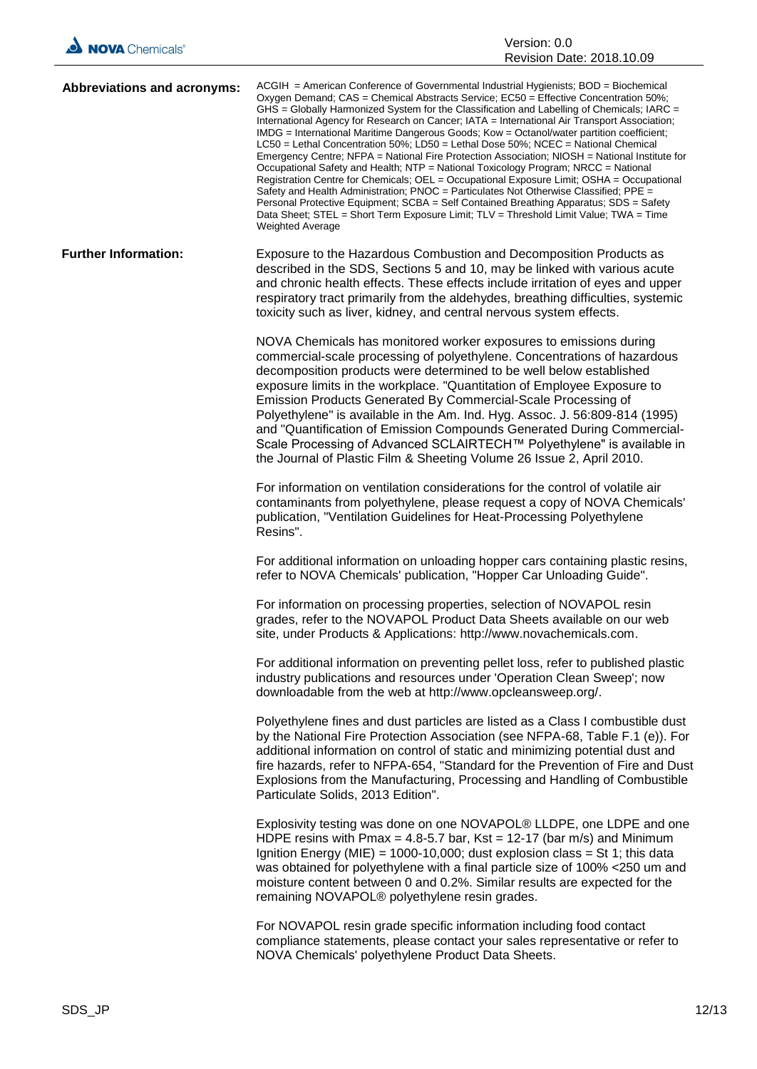**Abbreviations and acronyms:** ACGIH = American Conference of Governmental Industrial Hygienists; BOD = Biochemical Oxygen Demand; CAS = Chemical Abstracts Service; EC50 = Effective Concentration 50%; GHS = Globally Harmonized System for the Classification and Labelling of Chemicals; IARC = International Agency for Research on Cancer; IATA = International Air Transport Association; IMDG = International Maritime Dangerous Goods; Kow = Octanol/water partition coefficient; LC50 = Lethal Concentration 50%; LD50 = Lethal Dose 50%; NCEC = National Chemical Emergency Centre; NFPA = National Fire Protection Association; NIOSH = National Institute for Occupational Safety and Health; NTP = National Toxicology Program; NRCC = National Registration Centre for Chemicals; OEL = Occupational Exposure Limit; OSHA = Occupational Safety and Health Administration; PNOC = Particulates Not Otherwise Classified; PPE = Personal Protective Equipment; SCBA = Self Contained Breathing Apparatus; SDS = Safety Data Sheet; STEL = Short Term Exposure Limit; TLV = Threshold Limit Value; TWA = Time Weighted Average

**Further Information:** Exposure to the Hazardous Combustion and Decomposition Products as described in the SDS, Sections 5 and 10, may be linked with various acute and chronic health effects. These effects include irritation of eyes and upper respiratory tract primarily from the aldehydes, breathing difficulties, systemic toxicity such as liver, kidney, and central nervous system effects.

NOVA Chemicals has monitored worker exposures to emissions during commercial-scale processing of polyethylene. Concentrations of hazardous decomposition products were determined to be well below established exposure limits in the workplace. "Quantitation of Employee Exposure to Emission Products Generated By Commercial-Scale Processing of Polyethylene" is available in the Am. Ind. Hyg. Assoc. J. 56:809-814 (1995) and "Quantification of Emission Compounds Generated During Commercial-Scale Processing of Advanced SCLAIRTECH™ Polyethylene" is available in the Journal of Plastic Film & Sheeting Volume 26 Issue 2, April 2010.

For information on ventilation considerations for the control of volatile air contaminants from polyethylene, please request a copy of NOVA Chemicals' publication, "Ventilation Guidelines for Heat-Processing Polyethylene Resins".

For additional information on unloading hopper cars containing plastic resins, refer to NOVA Chemicals' publication, "Hopper Car Unloading Guide".

For information on processing properties, selection of NOVAPOL resin grades, refer to the NOVAPOL Product Data Sheets available on our web site, under Products & Applications: http://www.novachemicals.com.

For additional information on preventing pellet loss, refer to published plastic industry publications and resources under 'Operation Clean Sweep'; now downloadable from the web at http://www.opcleansweep.org/.

Polyethylene fines and dust particles are listed as a Class I combustible dust by the National Fire Protection Association (see NFPA-68, Table F.1 (e)). For additional information on control of static and minimizing potential dust and fire hazards, refer to NFPA-654, "Standard for the Prevention of Fire and Dust Explosions from the Manufacturing, Processing and Handling of Combustible Particulate Solids, 2013 Edition".

Explosivity testing was done on one NOVAPOL® LLDPE, one LDPE and one HDPE resins with Pmax = 4.8-5.7 bar, Kst = 12-17 (bar m/s) and Minimum Ignition Energy (MIE) = 1000-10,000; dust explosion class = St 1; this data was obtained for polyethylene with a final particle size of 100% <250 um and moisture content between 0 and 0.2%. Similar results are expected for the remaining NOVAPOL® polyethylene resin grades.

For NOVAPOL resin grade specific information including food contact compliance statements, please contact your sales representative or refer to NOVA Chemicals' polyethylene Product Data Sheets.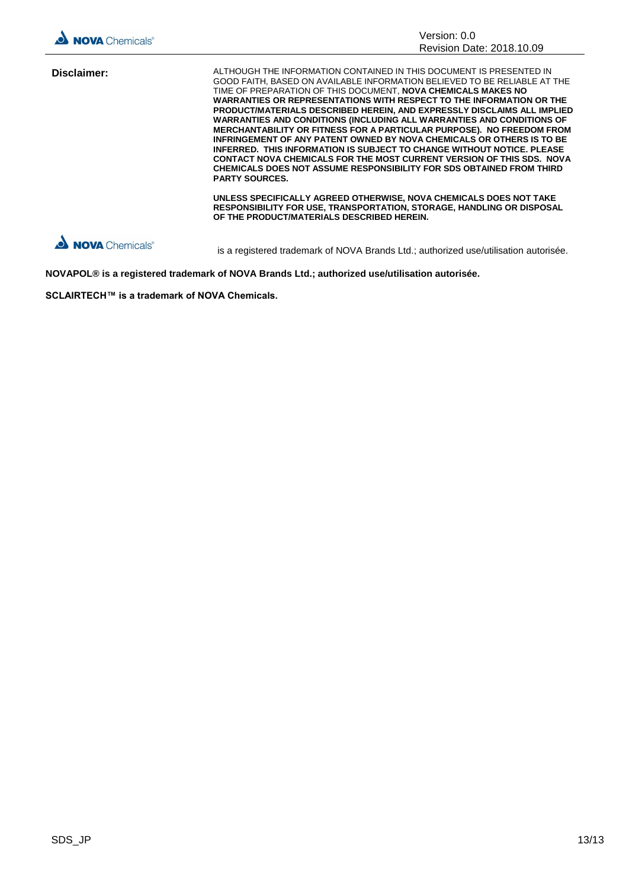**Disclaimer:**

ALTHOUGH THE INFORMATION CONTAINED IN THIS DOCUMENT IS PRESENTED IN GOOD FAITH, BASED ON AVAILABLE INFORMATION BELIEVED TO BE RELIABLE AT THE TIME OF PREPARATION OF THIS DOCUMENT, **NOVA CHEMICALS MAKES NO WARRANTIES OR REPRESENTATIONS WITH RESPECT TO THE INFORMATION OR THE PRODUCT/MATERIALS DESCRIBED HEREIN, AND EXPRESSLY DISCLAIMS ALL IMPLIED WARRANTIES AND CONDITIONS (INCLUDING ALL WARRANTIES AND CONDITIONS OF MERCHANTABILITY OR FITNESS FOR A PARTICULAR PURPOSE). NO FREEDOM FROM INFRINGEMENT OF ANY PATENT OWNED BY NOVA CHEMICALS OR OTHERS IS TO BE INFERRED. THIS INFORMATION IS SUBJECT TO CHANGE WITHOUT NOTICE. PLEASE CONTACT NOVA CHEMICALS FOR THE MOST CURRENT VERSION OF THIS SDS. NOVA CHEMICALS DOES NOT ASSUME RESPONSIBILITY FOR SDS OBTAINED FROM THIRD PARTY SOURCES.**

**UNLESS SPECIFICALLY AGREED OTHERWISE, NOVA CHEMICALS DOES NOT TAKE RESPONSIBILITY FOR USE, TRANSPORTATION, STORAGE, HANDLING OR DISPOSAL OF THE PRODUCT/MATERIALS DESCRIBED HEREIN.**

NOVA Chemicals® is a registered trademark of NOVA Brands Ltd.; authorized use/utilisation autorisée.

**NOVAPOL® is a registered trademark of NOVA Brands Ltd.; authorized use/utilisation autorisée.**

**SCLAIRTECH™ is a trademark of NOVA Chemicals.**